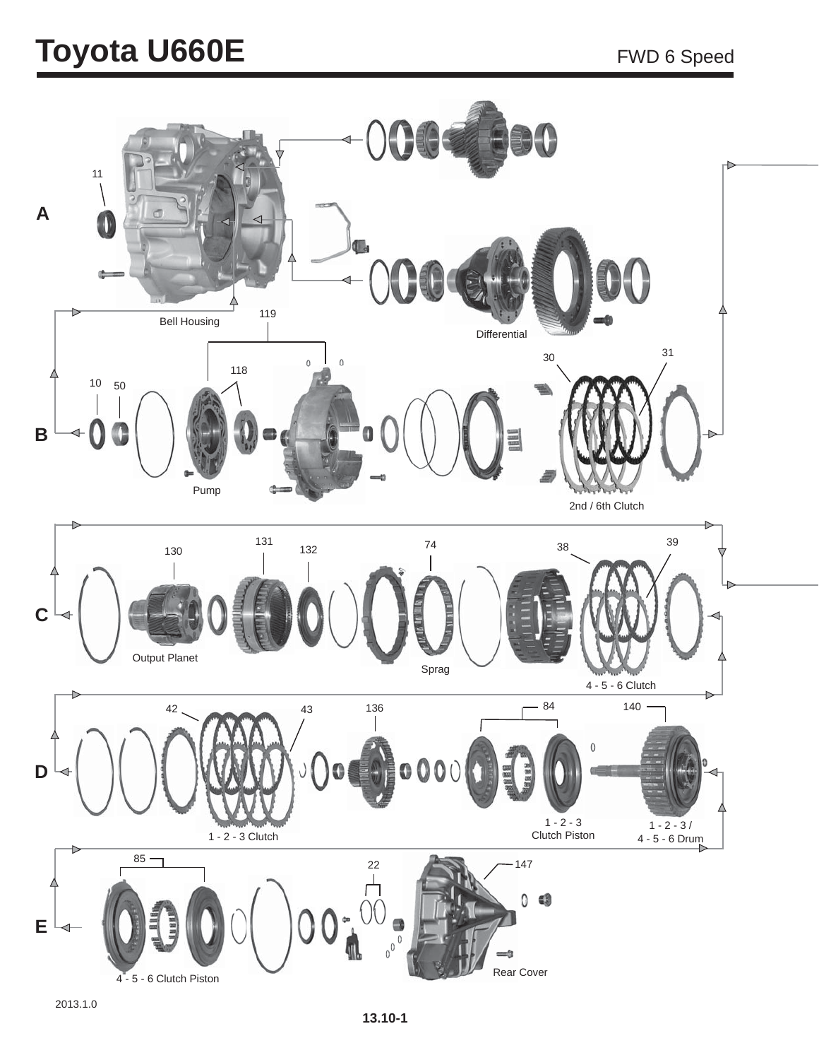# Toyota U660E

FWD 6 Speed

**A**

11

Bell Housing

Differential

119

**B**

10 50

118

Pump

30 31

2nd / 6th Clutch

**C**

130

131

132

74

38 39

Output Planet

Sprag

4 - 5 - 6 Clutch

**D**

42 43

136

84

140

1 - 2 - 3 Clutch

1 - 2 - 3 Clutch Piston

1 - 2 - 3 / 4 - 5 - 6 Drum

**E**

85

22

147

4 - 5 - 6 Clutch Piston

Rear Cover

2013.1.0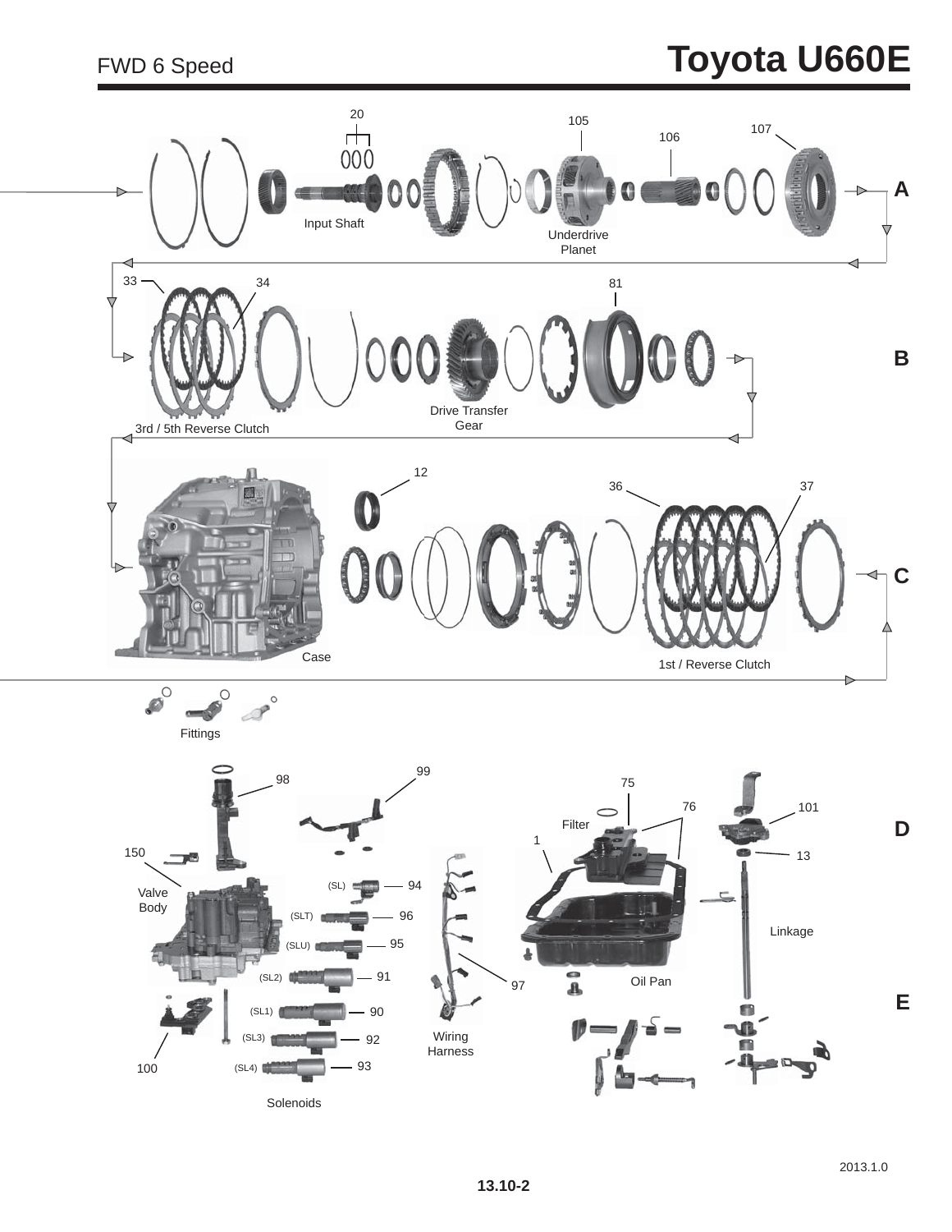FWD 6 Speed

# Toyota U660E

20

105

106

107

A

Input Shaft

Underdrive Planet

33

34

81

B

Drive Transfer Gear

3rd / 5th Reverse Clutch

12

36

37

C

Case

1st / Reverse Clutch

Fittings

98

99

75

76

101

D

Filter

1

13

150

Valve Body

(SL) 94

(SLT) 96

(SLU) 95

Linkage

(SL2) 91

Oil Pan

97

E

(SL1) 90

(SL3) 92

Wiring Harness

100

(SL4) 93

Solenoids

2013.1.0

13.10-2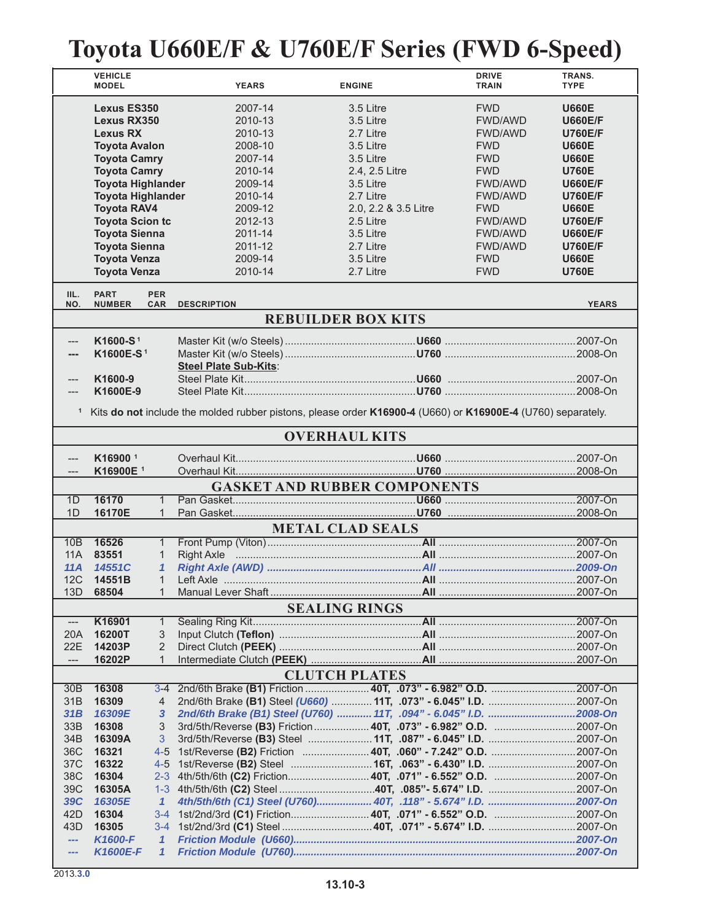# Toyota U660E/F & U760E/F Series (FWD 6-Speed)

| VEHICLE MODEL | YEARS | ENGINE | DRIVE TRAIN | TRANS. TYPE |
|---|---|---|---|---|
| **Lexus ES350** | 2007-14 | 3.5 Litre | FWD | **U660E** |
| **Lexus RX350** | 2010-13 | 3.5 Litre | FWD/AWD | **U660E/F** |
| **Lexus RX** | 2010-13 | 2.7 Litre | FWD/AWD | **U760E/F** |
| **Toyota Avalon** | 2008-10 | 3.5 Litre | FWD | **U660E** |
| **Toyota Camry** | 2007-14 | 3.5 Litre | FWD | **U660E** |
| **Toyota Camry** | 2010-14 | 2.4, 2.5 Litre | FWD | **U760E** |
| **Toyota Highlander** | 2009-14 | 3.5 Litre | FWD/AWD | **U660E/F** |
| **Toyota Highlander** | 2010-14 | 2.7 Litre | FWD/AWD | **U760E/F** |
| **Toyota RAV4** | 2009-12 | 2.0, 2.2 & 3.5 Litre | FWD | **U660E** |
| **Toyota Scion tc** | 2012-13 | 2.5 Litre | FWD/AWD | **U760E/F** |
| **Toyota Sienna** | 2011-14 | 3.5 Litre | FWD/AWD | **U660E/F** |
| **Toyota Sienna** | 2011-12 | 2.7 Litre | FWD/AWD | **U760E/F** |
| **Toyota Venza** | 2009-14 | 3.5 Litre | FWD | **U660E** |
| **Toyota Venza** | 2010-14 | 2.7 Litre | FWD | **U760E** |

| ILL. NO. | PART NUMBER | PER CAR | DESCRIPTION | | YEARS |
|---|---|---|---|---|---|
| | | | **REBUILDER BOX KITS** | | |
| --- | **K1600-S** [1] | | Master Kit (w/o Steels) | **U660** | 2007-On |
| **---** | **K1600E-S** [1] | | Master Kit (w/o Steels) | **U760** | 2008-On |
| | | | **Steel Plate Sub-Kits**: | | |
| --- | **K1600-9** | | Steel Plate Kit | **U660** | 2007-On |
| --- | **K1600E-9** | | Steel Plate Kit | **U760** | 2008-On |
| | | | **OVERHAUL KITS** | | |
| --- | **K16900** [1] | | Overhaul Kit | **U660** | 2007-On |
| --- | **K16900E** [1] | | Overhaul Kit | **U760** | 2008-On |
| | | | **GASKET AND RUBBER COMPONENTS** | | |
| 1D | **16170** | 1 | Pan Gasket | **U660** | 2007-On |
| 1D | **16170E** | 1 | Pan Gasket | **U760** | 2008-On |
| | | | **METAL CLAD SEALS** | | |
| 10B | **16526** | 1 | Front Pump (Viton) | **All** | 2007-On |
| 11A | **83551** | 1 | Right Axle | **All** | 2007-On |
| ***11A*** | ***14551C*** | ***1*** | ***Right Axle (AWD)*** | ***All*** | ***2009-On*** |
| 12C | **14551B** | 1 | Left Axle | **All** | 2007-On |
| 13D | **68504** | 1 | Manual Lever Shaft | **All** | 2007-On |
| | | | **SEALING RINGS** | | |
| --- | **K16901** | 1 | Sealing Ring Kit | **All** | 2007-On |
| 20A | **16200T** | 3 | Input Clutch **(Teflon)** | **All** | 2007-On |
| 22E | **14203P** | 2 | Direct Clutch **(PEEK)** | **All** | 2007-On |
| --- | **16202P** | 1 | Intermediate Clutch **(PEEK)** | **All** | 2007-On |
| | | | **CLUTCH PLATES** | | |
| 30B | **16308** | 3-4 | 2nd/6th Brake **(B1)** Friction | **40T, .073" - 6.982" O.D.** | 2007-On |
| 31B | **16309** | 4 | 2nd/6th Brake **(B1)** Steel *(U660)* | **11T, .073" - 6.045" I.D.** | 2007-On |
| ***31B*** | ***16309E*** | ***3*** | ***2nd/6th Brake (B1) Steel (U760)*** | ***11T, .094" - 6.045" I.D.*** | ***2008-On*** |
| 33B | **16308** | 3 | 3rd/5th/Reverse **(B3)** Friction | **40T, .073" - 6.982" O.D.** | 2007-On |
| 34B | **16309A** | 3 | 3rd/5th/Reverse **(B3)** Steel | **11T, .087" - 6.045" I.D.** | 2007-On |
| 36C | **16321** | 4-5 | 1st/Reverse **(B2)** Friction | **40T, .060" - 7.242" O.D.** | 2007-On |
| 37C | **16322** | 4-5 | 1st/Reverse **(B2)** Steel | **16T, .063" - 6.430" I.D.** | 2007-On |
| 38C | **16304** | 2-3 | 4th/5th/6th **(C2)** Friction | **40T, .071" - 6.552" O.D.** | 2007-On |
| 39C | **16305A** | 1-3 | 4th/5th/6th **(C2)** Steel | **40T, .085"- 5.674" I.D.** | 2007-On |
| ***39C*** | ***16305E*** | ***1*** | ***4th/5th/6th (C1) Steel (U760)*** | ***40T, .118" - 5.674" I.D.*** | ***2007-On*** |
| 42D | **16304** | 3-4 | 1st/2nd/3rd **(C1)** Friction | **40T, .071" - 6.552" O.D.** | 2007-On |
| 43D | **16305** | 3-4 | 1st/2nd/3rd **(C1)** Steel | **40T, .071" - 5.674" I.D.** | 2007-On |
| ***---*** | ***K1600-F*** | ***1*** | ***Friction Module (U660)*** | | ***2007-On*** |
| ***---*** | ***K1600E-F*** | ***1*** | ***Friction Module (U760)*** | | ***2007-On*** |

[1] Kits **do not** include the molded rubber pistons, please order **K16900-4** (U660) or **K16900E-4** (U760) separately.

2013.**3.0**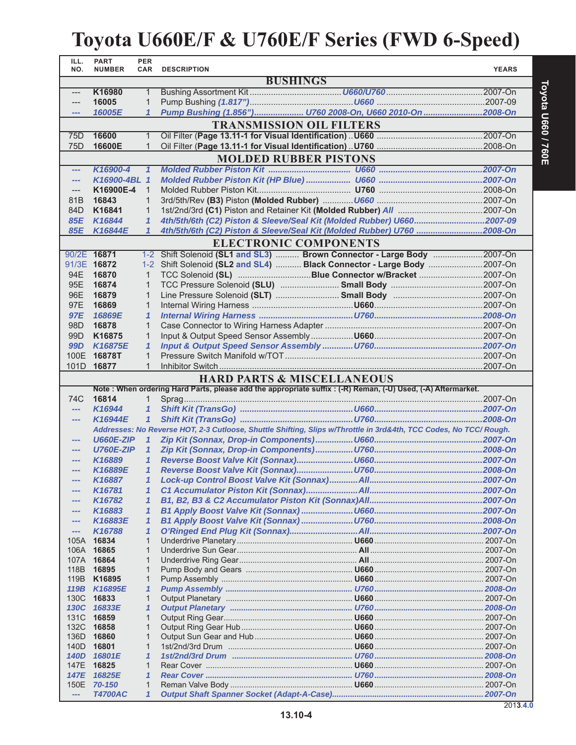# Toyota U660E/F & U760E/F Series (FWD 6-Speed)

| ILL. NO. | PART NUMBER | PER CAR | DESCRIPTION | YEARS |
|---|---|---|---|---|
| | | | **BUSHINGS** | |
| --- | **K16980** | 1 | Bushing Assortment Kit ....................................... *U660/U760* | 2007-On |
| --- | **16005** | 1 | Pump Bushing *(1.817")*............................................ *U660* | 2007-09 |
| *---* | *16005E* | *1* | *Pump Bushing (1.856")..................... U760 2008-On, U660 2010-On* | *2008-On* |
| | | | **TRANSMISSION OIL FILTERS** | |
| 75D | **16600** | 1 | Oil Filter (**Page 13.11-1 for Visual Identification**) ..**U660** | 2007-On |
| 75D | **16600E** | 1 | Oil Filter (**Page 13.11-1 for Visual Identification**) ..**U760** | 2008-On |
| | | | **MOLDED RUBBER PISTONS** | |
| *---* | *K16900-4* | *1* | *Molded Rubber Piston Kit .................................. U660* | *2007-On* |
| *---* | *K16900-4BL* | *1* | *Molded Rubber Piston Kit (HP Blue) .................. U660* | *2007-On* |
| --- | **K16900E-4** | 1 | Molded Rubber Piston Kit........................................ **U760** | 2008-On |
| 81B | **16843** | 1 | 3rd/5th/Rev (**B3**) Piston (**Molded Rubber**) .............*U660* | 2007-On |
| 84D | **K16841** | 1 | 1st/2nd/3rd (**C1**) Piston and Retainer Kit (**Molded Rubber**) *All* | 2007-On |
| *85E* | *K16844* | *1* | *4th/5th/6th (C2) Piston & Sleeve/Seal Kit (Molded Rubber) U660* | *2007-09* |
| *85E* | *K16844E* | *1* | *4th/5th/6th (C2) Piston & Sleeve/Seal Kit (Molded Rubber) U760* | *2008-On* |
| | | | **ELECTRONIC COMPONENTS** | |
| 90/2E | **16871** | 1-2 | Shift Solenoid (**SL1** and **SL3**) .......... **Brown Connector - Large Body** | 2007-On |
| 91/3E | **16872** | 1-2 | Shift Solenoid (**SL2** and **SL4**) ........... **Black Connector - Large Body** | 2007-On |
| 94E | **16870** | 1 | TCC Solenoid (**SL**) ...............................**Blue Connector w/Bracket** | 2007-On |
| 95E | **16874** | 1 | TCC Pressure Solenoid (**SLU**) ......................... **Small Body** | 2007-On |
| 96E | **16879** | 1 | Line Pressure Solenoid (**SLT**) ........................... **Small Body** | 2007-On |
| 97E | **16869** | 1 | Internal Wiring Harness ...........................................**U660** | 2007-On |
| *97E* | *16869E* | *1* | *Internal Wiring Harness ........................................U760* | *2008-On* |
| 98D | **16878** | 1 | Case Connector to Wiring Harness Adapter | 2007-On |
| 99D | **K16875** | 1 | Input & Output Speed Sensor Assembly .................**U660** | 2007-On |
| *99D* | *K16875E* | *1* | *Input & Output Speed Sensor Assembly ............U760* | *2007-On* |
| 100E | **16878T** | 1 | Pressure Switch Manifold w/TOT | 2007-On |
| 101D | **16877** | 1 | Inhibitor Switch | 2007-On |
| | | | **HARD PARTS & MISCELLANEOUS** | |
| | | | **Note : When ordering Hard Parts, please add the appropriate suffix : (-R) Reman, (-U) Used, (-A) Aftermarket.** | |
| 74C | **16814** | 1 | Sprag | 2007-On |
| *---* | *K16944* | *1* | *Shift Kit (TransGo) .............................................U660* | *2007-On* |
| *---* | *K16944E* | *1* | *Shift Kit (TransGo) .............................................U760* | *2008-On* |
| | | | *Addresses: No Reverse HOT, 2-3 Cutloose, Shuttle Shifting, Slips w/Throttle in 3rd&4th, TCC Codes, No TCC/ Rough.* | |
| *---* | *U660E-ZIP* | *1* | *Zip Kit (Sonnax, Drop-in Components)...............U660* | *2007-On* |
| *---* | *U760E-ZIP* | *1* | *Zip Kit (Sonnax, Drop-in Components)...............U760* | *2008-On* |
| *---* | *K16889* | *1* | *Reverse Boost Valve Kit (Sonnax).......................U660* | *2007-On* |
| *---* | *K16889E* | *1* | *Reverse Boost Valve Kit (Sonnax).......................U760* | *2008-On* |
| *---* | *K16887* | *1* | *Lock-up Control Boost Valve Kit (Sonnax)...........All* | *2007-On* |
| *---* | *K16781* | *1* | *C1 Accumulator Piston Kit (Sonnax)......................All* | *2007-On* |
| *---* | *K16782* | *1* | *B1, B2, B3 & C2 Accumulator Piston Kit (Sonnax)All* | *2007-On* |
| *---* | *K16883* | *1* | *B1 Apply Boost Valve Kit (Sonnax) .....................U660* | *2007-On* |
| *---* | *K16883E* | *1* | *B1 Apply Boost Valve Kit (Sonnax) .....................U760* | *2008-On* |
| *---* | *K16788* | *1* | *O'Ringed End Plug Kit (Sonnax)............................All* | *2007-On* |
| 105A | **16834** | 1 | Underdrive Planetary.................................................. **U660** | 2007-On |
| 106A | **16865** | 1 | Underdrive Sun Gear.................................................. **All** | 2007-On |
| 107A | **16864** | 1 | Underdrive Ring Gear.................................................. **All** | 2007-On |
| 118B | **16895** | 1 | Pump Body and Gears ............................................. **U660** | 2007-On |
| 119B | **K16895** | 1 | Pump Assembly .......................................................... **U660** | 2007-On |
| *119B* | *K16895E* | *1* | *Pump Assembly ........................................................ U760* | *2008-On* |
| 130C | **16833** | 1 | Output Planetary ........................................................ **U660** | 2007-On |
| *130C* | *16833E* | *1* | *Output Planetary ..................................................... U760* | *2008-On* |
| 131C | **16859** | 1 | Output Ring Gear........................................................ **U660** | 2007-On |
| 132C | **16858** | 1 | Output Ring Gear Hub ................................................ **U660** | 2007-On |
| 136D | **16860** | 1 | Output Sun Gear and Hub .......................................... **U660** | 2007-On |
| 140D | **16801** | 1 | 1st/2nd/3rd Drum ....................................................... **U660** | 2007-On |
| *140D* | *16801E* | *1* | *1st/2nd/3rd Drum .................................................... U760* | *2008-On* |
| 147E | **16825** | 1 | Rear Cover ................................................................ **U660** | 2007-On |
| *147E* | *16825E* | *1* | *Rear Cover ................................................................ U760* | *2008-On* |
| 150E | *70-150* | 1 | Reman Valve Body ..................................................... **U660** | 2007-On |
| *---* | *T4700AC* | *1* | *Output Shaft Spanner Socket (Adapt-A-Case)* | *2007-On* |